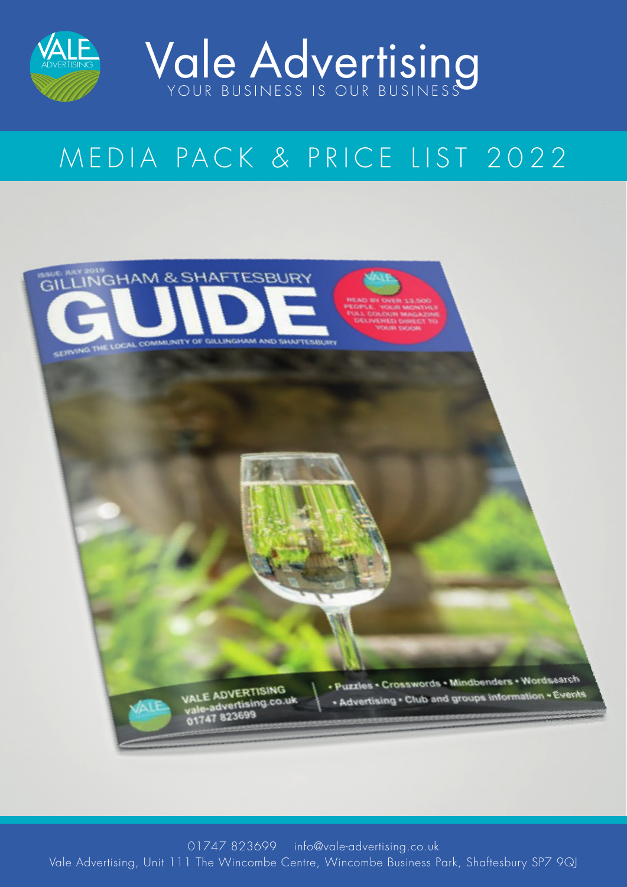# Vale Advertising

YOUR BUSINESS IS OUR BUSINESS

## MEDIA PACK & PRICE LIST 2022

01747 823699 info@vale-advertising.co.uk

Vale Advertising, Unit 111 The Wincombe Centre, Wincombe Business Park, Shaftesbury SP7 9QJ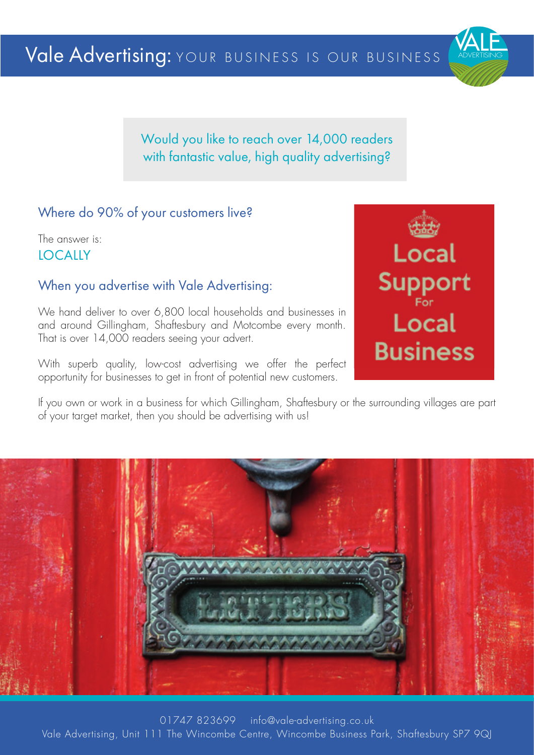# Vale Advertising: YOUR BUSINESS IS OUR BUSINESS

Would you like to reach over 14,000 readers with fantastic value, high quality advertising?

## Where do 90% of your customers live?

The answer is:
LOCALLY

## When you advertise with Vale Advertising:

We hand deliver to over 6,800 local households and businesses in and around Gillingham, Shaftesbury and Motcombe every month. That is over 14,000 readers seeing your advert.

With superb quality, low-cost advertising we offer the perfect opportunity for businesses to get in front of potential new customers.

Local Support For Local Business

If you own or work in a business for which Gillingham, Shaftesbury or the surrounding villages are part of your target market, then you should be advertising with us!

01747 823699 info@vale-advertising.co.uk
Vale Advertising, Unit 111 The Wincombe Centre, Wincombe Business Park, Shaftesbury SP7 9QJ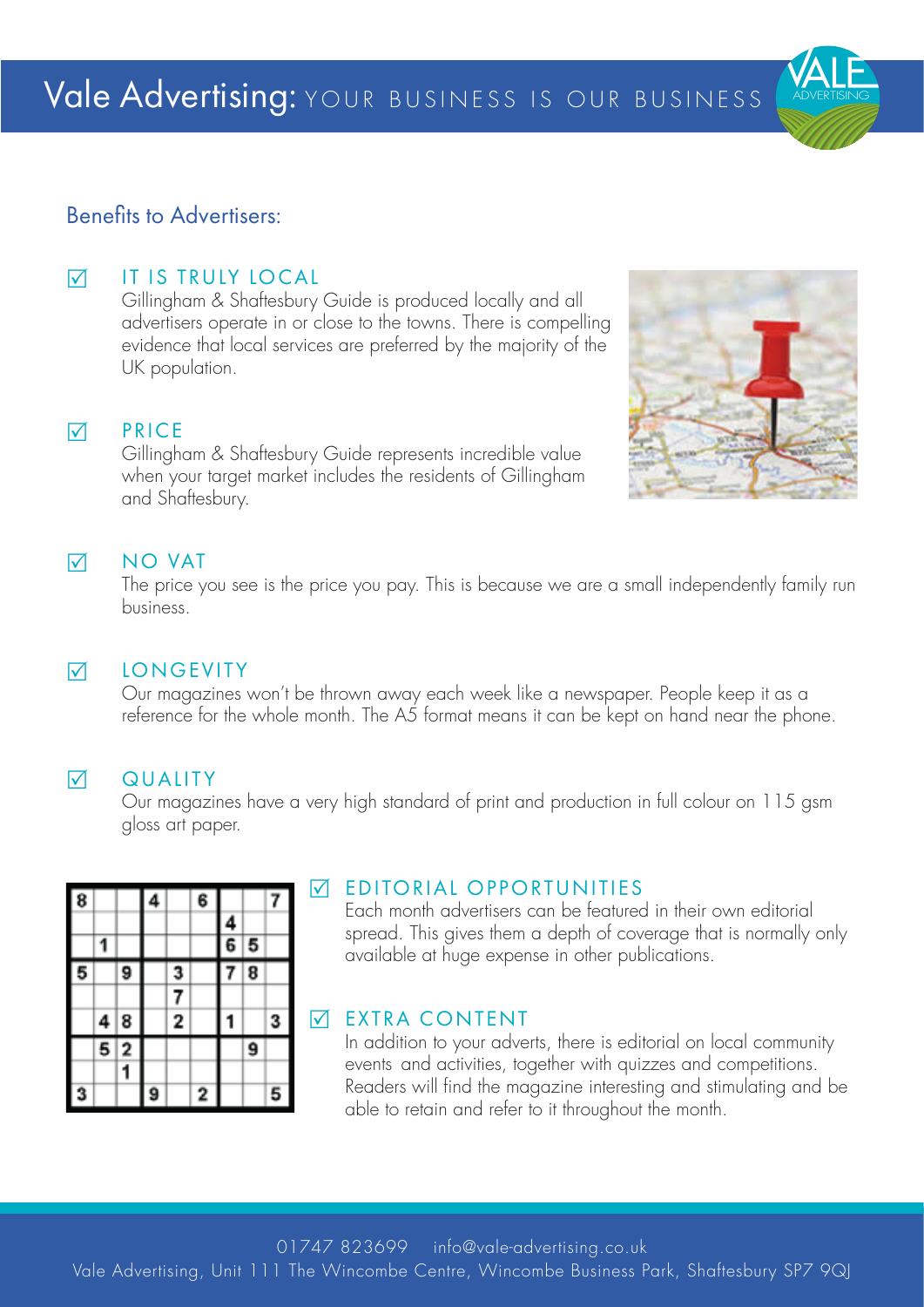# Vale Advertising: YOUR BUSINESS IS OUR BUSINESS

## Benefits to Advertisers:

### ☑ IT IS TRULY LOCAL

Gillingham & Shaftesbury Guide is produced locally and all advertisers operate in or close to the towns. There is compelling evidence that local services are preferred by the majority of the UK population.

### ☑ PRICE

Gillingham & Shaftesbury Guide represents incredible value when your target market includes the residents of Gillingham and Shaftesbury.

### ☑ NO VAT

The price you see is the price you pay. This is because we are a small independently family run business.

### ☑ LONGEVITY

Our magazines won't be thrown away each week like a newspaper. People keep it as a reference for the whole month. The A5 format means it can be kept on hand near the phone.

### ☑ QUALITY

Our magazines have a very high standard of print and production in full colour on 115 gsm gloss art paper.

### ☑ EDITORIAL OPPORTUNITIES

Each month advertisers can be featured in their own editorial spread. This gives them a depth of coverage that is normally only available at huge expense in other publications.

### ☑ EXTRA CONTENT

In addition to your adverts, there is editorial on local community events and activities, together with quizzes and competitions. Readers will find the magazine interesting and stimulating and be able to retain and refer to it throughout the month.

01747 823699 info@vale-advertising.co.uk

Vale Advertising, Unit 111 The Wincombe Centre, Wincombe Business Park, Shaftesbury SP7 9QJ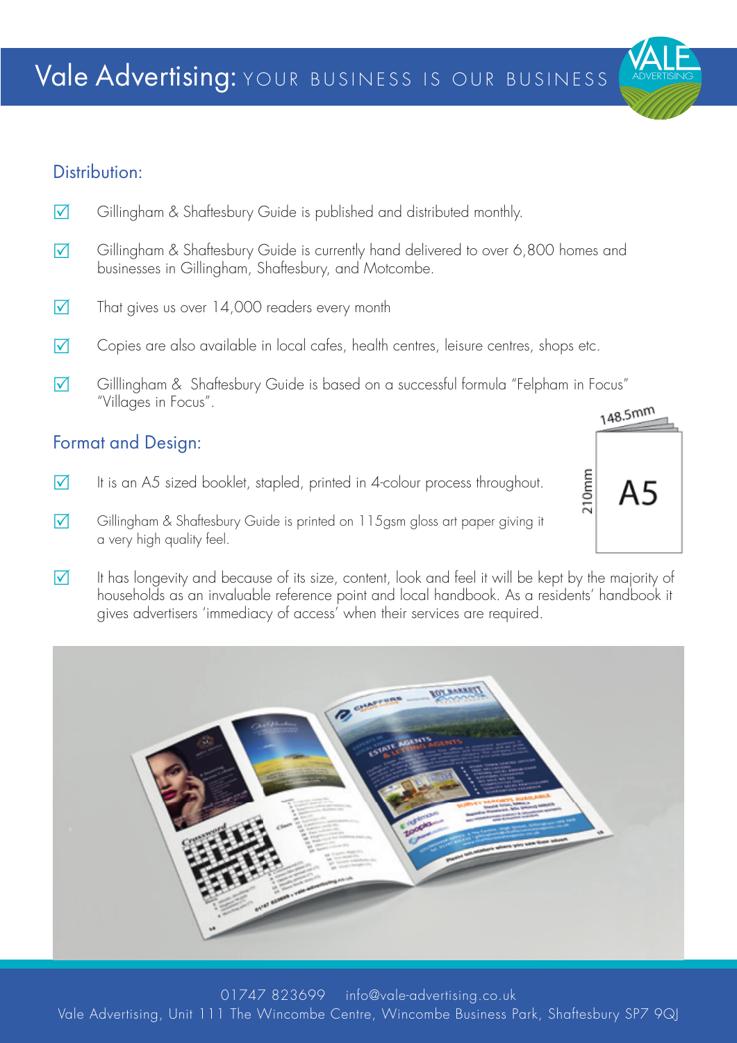# Vale Advertising: YOUR BUSINESS IS OUR BUSINESS

## Distribution:

- ☑ Gillingham & Shaftesbury Guide is published and distributed monthly.
- ☑ Gillingham & Shaftesbury Guide is currently hand delivered to over 6,800 homes and businesses in Gillingham, Shaftesbury, and Motcombe.
- ☑ That gives us over 14,000 readers every month
- ☑ Copies are also available in local cafes, health centres, leisure centres, shops etc.
- ☑ Gilllingham & Shaftesbury Guide is based on a successful formula "Felpham in Focus" "Villages in Focus".

## Format and Design:

- ☑ It is an A5 sized booklet, stapled, printed in 4-colour process throughout.
- ☑ Gillingham & Shaftesbury Guide is printed on 115gsm gloss art paper giving it a very high quality feel.
- ☑ It has longevity and because of its size, content, look and feel it will be kept by the majority of households as an invaluable reference point and local handbook. As a residents' handbook it gives advertisers 'immediacy of access' when their services are required.

148.5mm

210mm

A5

01747 823699 info@vale-advertising.co.uk

Vale Advertising, Unit 111 The Wincombe Centre, Wincombe Business Park, Shaftesbury SP7 9QJ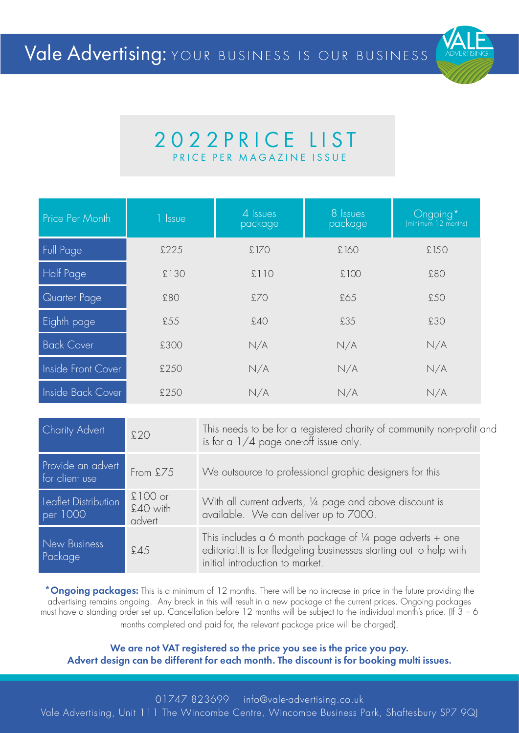# Vale Advertising: YOUR BUSINESS IS OUR BUSINESS

## 2022PRICE LIST

PRICE PER MAGAZINE ISSUE

| Price Per Month | 1 Issue | 4 Issues package | 8 Issues package | Ongoing* (minimum 12 months) |
|---|---|---|---|---|
| Full Page | £225 | £170 | £160 | £150 |
| Half Page | £130 | £110 | £100 | £80 |
| Quarter Page | £80 | £70 | £65 | £50 |
| Eighth page | £55 | £40 | £35 | £30 |
| Back Cover | £300 | N/A | N/A | N/A |
| Inside Front Cover | £250 | N/A | N/A | N/A |
| Inside Back Cover | £250 | N/A | N/A | N/A |

| | | |
|---|---|---|
| Charity Advert | £20 | This needs to be for a registered charity of community non-profit and is for a 1/4 page one-off issue only. |
| Provide an advert for client use | From £75 | We outsource to professional graphic designers for this |
| Leaflet Distribution per 1000 | £100 or £40 with advert | With all current adverts, ¼ page and above discount is available. We can deliver up to 7000. |
| New Business Package | £45 | This includes a 6 month package of ¼ page adverts + one editorial.It is for fledgeling businesses starting out to help with initial introduction to market. |

***Ongoing packages:** This is a minimum of 12 months. There will be no increase in price in the future providing the advertising remains ongoing. Any break in this will result in a new package at the current prices. Ongoing packages must have a standing order set up. Cancellation before 12 months will be subject to the individual month's price. (If 3 – 6 months completed and paid for, the relevant package price will be charged).

**We are not VAT registered so the price you see is the price you pay.**
**Advert design can be different for each month. The discount is for booking multi issues.**

01747 823699 info@vale-advertising.co.uk
Vale Advertising, Unit 111 The Wincombe Centre, Wincombe Business Park, Shaftesbury SP7 9QJ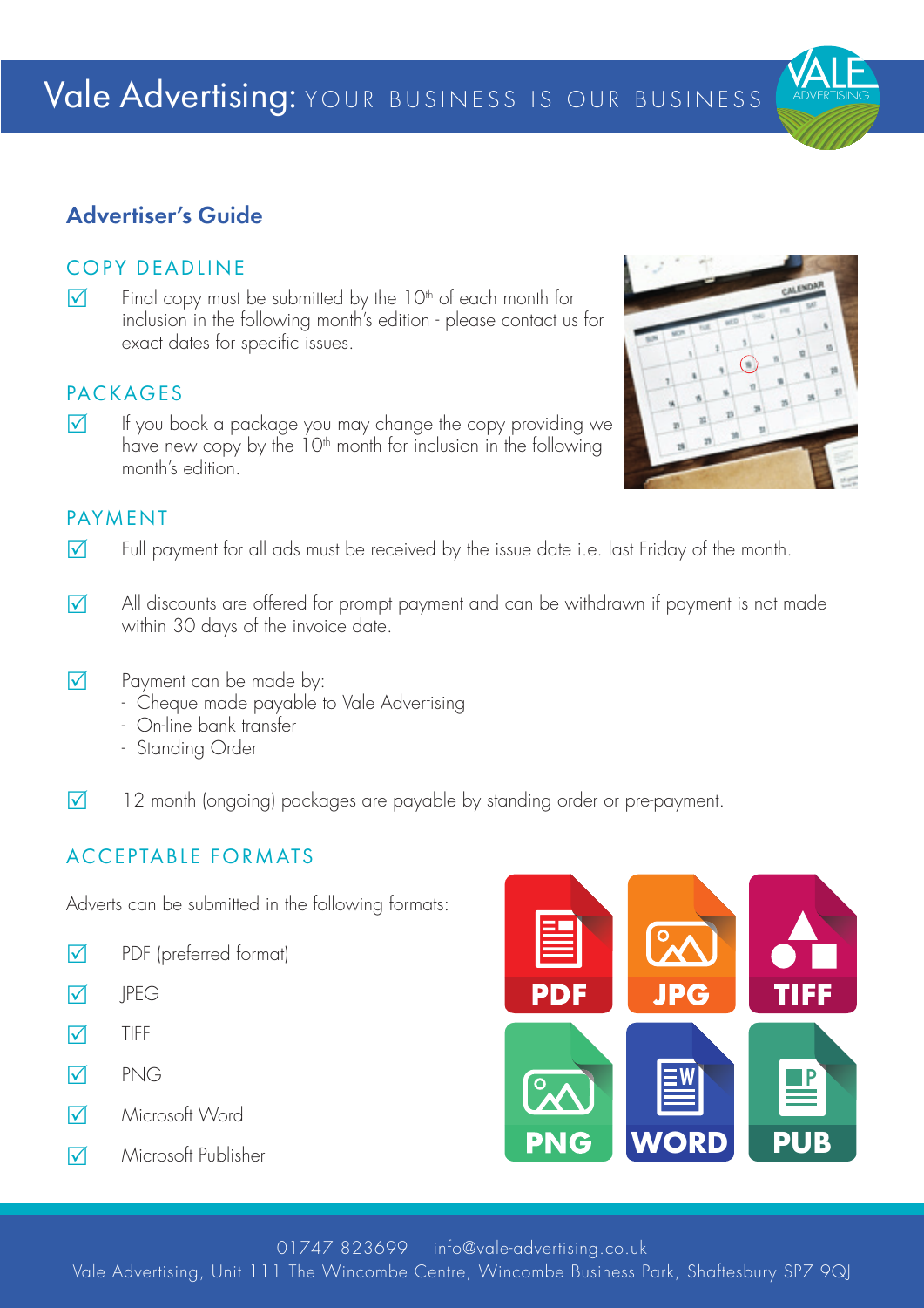# Vale Advertising: YOUR BUSINESS IS OUR BUSINESS

## Advertiser's Guide

### COPY DEADLINE

☑ Final copy must be submitted by the 10th of each month for inclusion in the following month's edition - please contact us for exact dates for specific issues.

### PACKAGES

☑ If you book a package you may change the copy providing we have new copy by the 10th month for inclusion in the following month's edition.

### PAYMENT

☑ Full payment for all ads must be received by the issue date i.e. last Friday of the month.

☑ All discounts are offered for prompt payment and can be withdrawn if payment is not made within 30 days of the invoice date.

☑ Payment can be made by:
- Cheque made payable to Vale Advertising
- On-line bank transfer
- Standing Order

☑ 12 month (ongoing) packages are payable by standing order or pre-payment.

### ACCEPTABLE FORMATS

Adverts can be submitted in the following formats:

☑ PDF (preferred format)

☑ JPEG

☑ TIFF

☑ PNG

☑ Microsoft Word

☑ Microsoft Publisher

01747 823699 info@vale-advertising.co.uk
Vale Advertising, Unit 111 The Wincombe Centre, Wincombe Business Park, Shaftesbury SP7 9QJ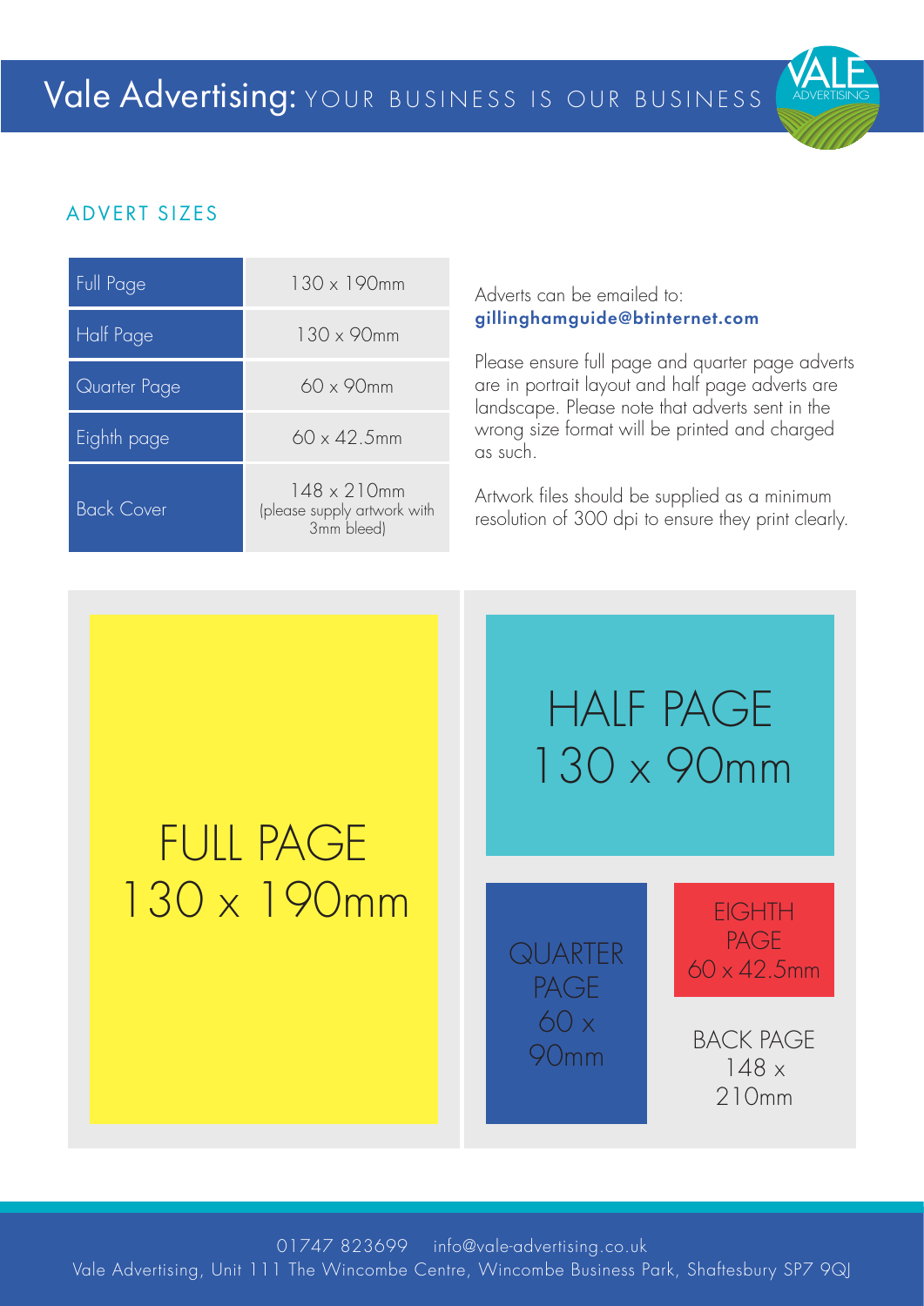# Vale Advertising: YOUR BUSINESS IS OUR BUSINESS

## ADVERT SIZES

| Size | Dimensions |
|---|---|
| Full Page | 130 x 190mm |
| Half Page | 130 x 90mm |
| Quarter Page | 60 x 90mm |
| Eighth page | 60 x 42.5mm |
| Back Cover | 148 x 210mm (please supply artwork with 3mm bleed) |

Adverts can be emailed to:
**gillinghamguide@btinternet.com**

Please ensure full page and quarter page adverts are in portrait layout and half page adverts are landscape. Please note that adverts sent in the wrong size format will be printed and charged as such.

Artwork files should be supplied as a minimum resolution of 300 dpi to ensure they print clearly.

FULL PAGE
130 x 190mm

HALF PAGE
130 x 90mm

QUARTER PAGE
60 x 90mm

EIGHTH PAGE
60 x 42.5mm

BACK PAGE
148 x 210mm

01747 823699 info@vale-advertising.co.uk
Vale Advertising, Unit 111 The Wincombe Centre, Wincombe Business Park, Shaftesbury SP7 9QJ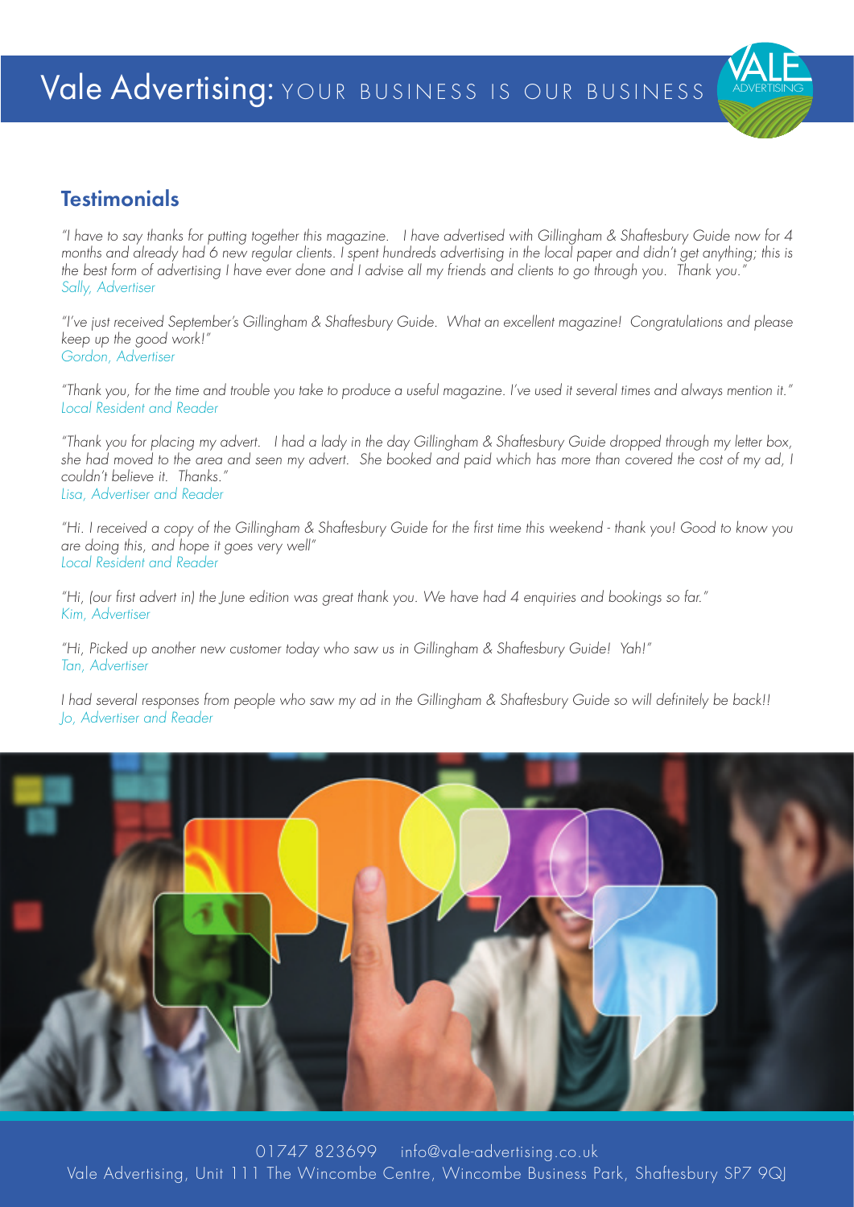# Vale Advertising: YOUR BUSINESS IS OUR BUSINESS

## Testimonials

*"I have to say thanks for putting together this magazine. I have advertised with Gillingham & Shaftesbury Guide now for 4 months and already had 6 new regular clients. I spent hundreds advertising in the local paper and didn't get anything; this is the best form of advertising I have ever done and I advise all my friends and clients to go through you. Thank you."*
*Sally, Advertiser*

*"I've just received September's Gillingham & Shaftesbury Guide. What an excellent magazine! Congratulations and please keep up the good work!"*
*Gordon, Advertiser*

*"Thank you, for the time and trouble you take to produce a useful magazine. I've used it several times and always mention it."*
*Local Resident and Reader*

*"Thank you for placing my advert. I had a lady in the day Gillingham & Shaftesbury Guide dropped through my letter box, she had moved to the area and seen my advert. She booked and paid which has more than covered the cost of my ad, I couldn't believe it. Thanks."*
*Lisa, Advertiser and Reader*

*"Hi. I received a copy of the Gillingham & Shaftesbury Guide for the first time this weekend - thank you! Good to know you are doing this, and hope it goes very well"*
*Local Resident and Reader*

*"Hi, (our first advert in) the June edition was great thank you. We have had 4 enquiries and bookings so far."*
*Kim, Advertiser*

*"Hi, Picked up another new customer today who saw us in Gillingham & Shaftesbury Guide! Yah!"*
*Tan, Advertiser*

*I had several responses from people who saw my ad in the Gillingham & Shaftesbury Guide so will definitely be back!!*
*Jo, Advertiser and Reader*

01747 823699 info@vale-advertising.co.uk
Vale Advertising, Unit 111 The Wincombe Centre, Wincombe Business Park, Shaftesbury SP7 9QJ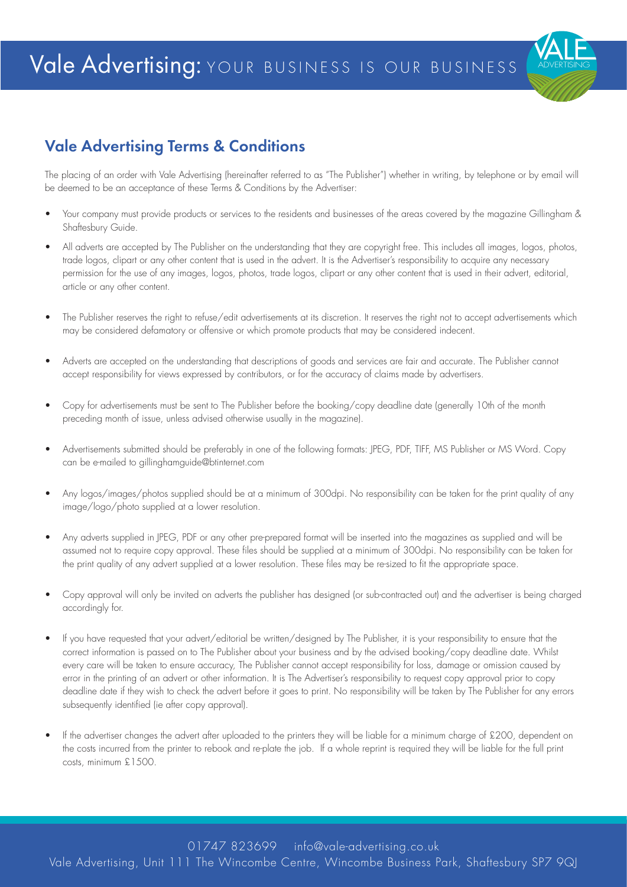# Vale Advertising: YOUR BUSINESS IS OUR BUSINESS

## Vale Advertising Terms & Conditions

The placing of an order with Vale Advertising (hereinafter referred to as "The Publisher") whether in writing, by telephone or by email will be deemed to be an acceptance of these Terms & Conditions by the Advertiser:

- Your company must provide products or services to the residents and businesses of the areas covered by the magazine Gillingham & Shaftesbury Guide.
- All adverts are accepted by The Publisher on the understanding that they are copyright free. This includes all images, logos, photos, trade logos, clipart or any other content that is used in the advert. It is the Advertiser's responsibility to acquire any necessary permission for the use of any images, logos, photos, trade logos, clipart or any other content that is used in their advert, editorial, article or any other content.
- The Publisher reserves the right to refuse/edit advertisements at its discretion. It reserves the right not to accept advertisements which may be considered defamatory or offensive or which promote products that may be considered indecent.
- Adverts are accepted on the understanding that descriptions of goods and services are fair and accurate. The Publisher cannot accept responsibility for views expressed by contributors, or for the accuracy of claims made by advertisers.
- Copy for advertisements must be sent to The Publisher before the booking/copy deadline date (generally 10th of the month preceding month of issue, unless advised otherwise usually in the magazine).
- Advertisements submitted should be preferably in one of the following formats: JPEG, PDF, TIFF, MS Publisher or MS Word. Copy can be e-mailed to gillinghamguide@btinternet.com
- Any logos/images/photos supplied should be at a minimum of 300dpi. No responsibility can be taken for the print quality of any image/logo/photo supplied at a lower resolution.
- Any adverts supplied in JPEG, PDF or any other pre-prepared format will be inserted into the magazines as supplied and will be assumed not to require copy approval. These files should be supplied at a minimum of 300dpi. No responsibility can be taken for the print quality of any advert supplied at a lower resolution. These files may be re-sized to fit the appropriate space.
- Copy approval will only be invited on adverts the publisher has designed (or sub-contracted out) and the advertiser is being charged accordingly for.
- If you have requested that your advert/editorial be written/designed by The Publisher, it is your responsibility to ensure that the correct information is passed on to The Publisher about your business and by the advised booking/copy deadline date. Whilst every care will be taken to ensure accuracy, The Publisher cannot accept responsibility for loss, damage or omission caused by error in the printing of an advert or other information. It is The Advertiser's responsibility to request copy approval prior to copy deadline date if they wish to check the advert before it goes to print. No responsibility will be taken by The Publisher for any errors subsequently identified (ie after copy approval).
- If the advertiser changes the advert after uploaded to the printers they will be liable for a minimum charge of £200, dependent on the costs incurred from the printer to rebook and re-plate the job. If a whole reprint is required they will be liable for the full print costs, minimum £1500.

01747 823699 info@vale-advertising.co.uk

Vale Advertising, Unit 111 The Wincombe Centre, Wincombe Business Park, Shaftesbury SP7 9QJ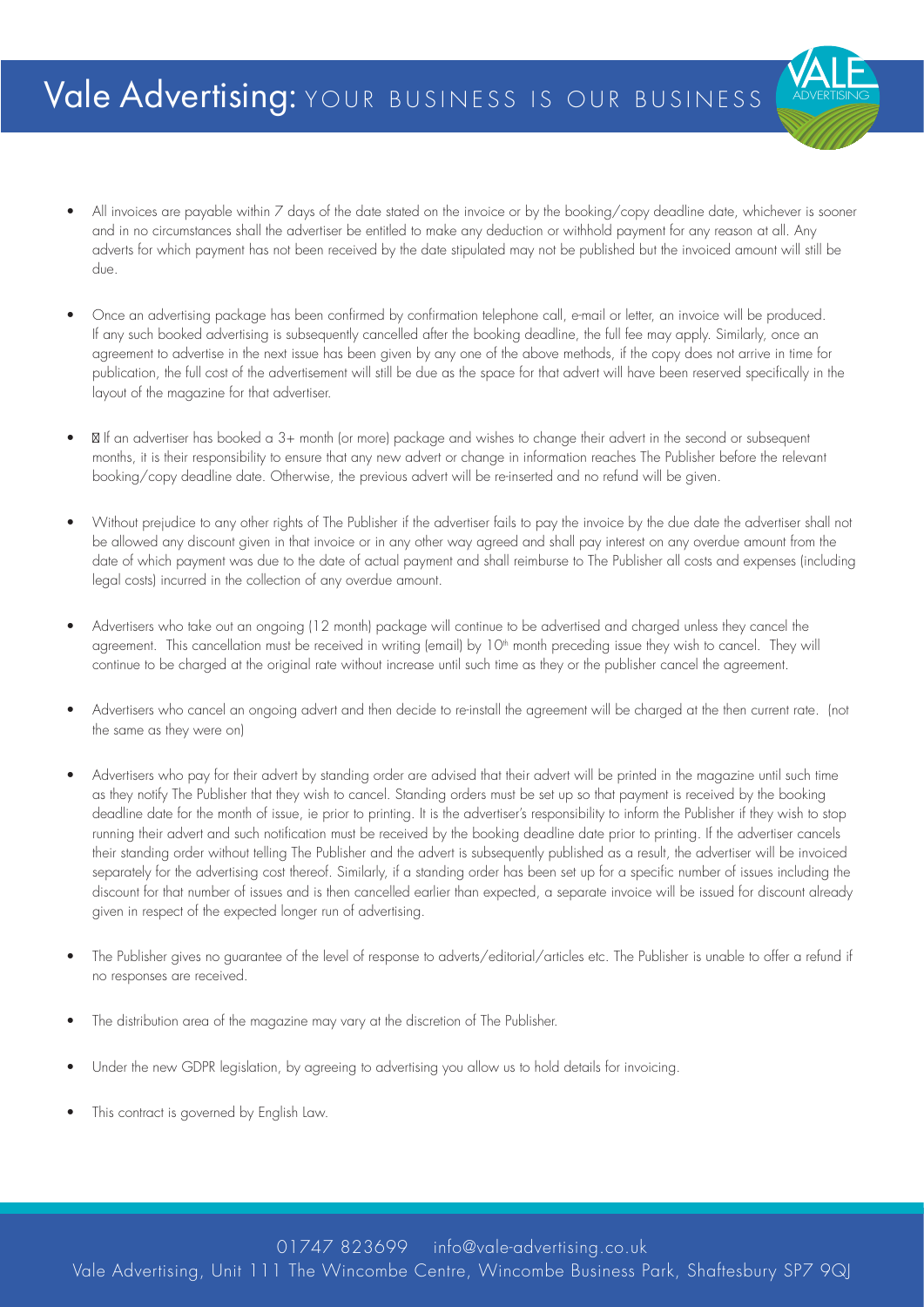# Vale Advertising: YOUR BUSINESS IS OUR BUSINESS

- All invoices are payable within 7 days of the date stated on the invoice or by the booking/copy deadline date, whichever is sooner and in no circumstances shall the advertiser be entitled to make any deduction or withhold payment for any reason at all. Any adverts for which payment has not been received by the date stipulated may not be published but the invoiced amount will still be due.

- Once an advertising package has been confirmed by confirmation telephone call, e-mail or letter, an invoice will be produced. If any such booked advertising is subsequently cancelled after the booking deadline, the full fee may apply. Similarly, once an agreement to advertise in the next issue has been given by any one of the above methods, if the copy does not arrive in time for publication, the full cost of the advertisement will still be due as the space for that advert will have been reserved specifically in the layout of the magazine for that advertiser.

- If an advertiser has booked a 3+ month (or more) package and wishes to change their advert in the second or subsequent months, it is their responsibility to ensure that any new advert or change in information reaches The Publisher before the relevant booking/copy deadline date. Otherwise, the previous advert will be re-inserted and no refund will be given.

- Without prejudice to any other rights of The Publisher if the advertiser fails to pay the invoice by the due date the advertiser shall not be allowed any discount given in that invoice or in any other way agreed and shall pay interest on any overdue amount from the date of which payment was due to the date of actual payment and shall reimburse to The Publisher all costs and expenses (including legal costs) incurred in the collection of any overdue amount.

- Advertisers who take out an ongoing (12 month) package will continue to be advertised and charged unless they cancel the agreement. This cancellation must be received in writing (email) by 10th month preceding issue they wish to cancel. They will continue to be charged at the original rate without increase until such time as they or the publisher cancel the agreement.

- Advertisers who cancel an ongoing advert and then decide to re-install the agreement will be charged at the then current rate. (not the same as they were on)

- Advertisers who pay for their advert by standing order are advised that their advert will be printed in the magazine until such time as they notify The Publisher that they wish to cancel. Standing orders must be set up so that payment is received by the booking deadline date for the month of issue, ie prior to printing. It is the advertiser's responsibility to inform the Publisher if they wish to stop running their advert and such notification must be received by the booking deadline date prior to printing. If the advertiser cancels their standing order without telling The Publisher and the advert is subsequently published as a result, the advertiser will be invoiced separately for the advertising cost thereof. Similarly, if a standing order has been set up for a specific number of issues including the discount for that number of issues and is then cancelled earlier than expected, a separate invoice will be issued for discount already given in respect of the expected longer run of advertising.

- The Publisher gives no guarantee of the level of response to adverts/editorial/articles etc. The Publisher is unable to offer a refund if no responses are received.

- The distribution area of the magazine may vary at the discretion of The Publisher.

- Under the new GDPR legislation, by agreeing to advertising you allow us to hold details for invoicing.

- This contract is governed by English Law.

01747 823699 info@vale-advertising.co.uk

Vale Advertising, Unit 111 The Wincombe Centre, Wincombe Business Park, Shaftesbury SP7 9QJ